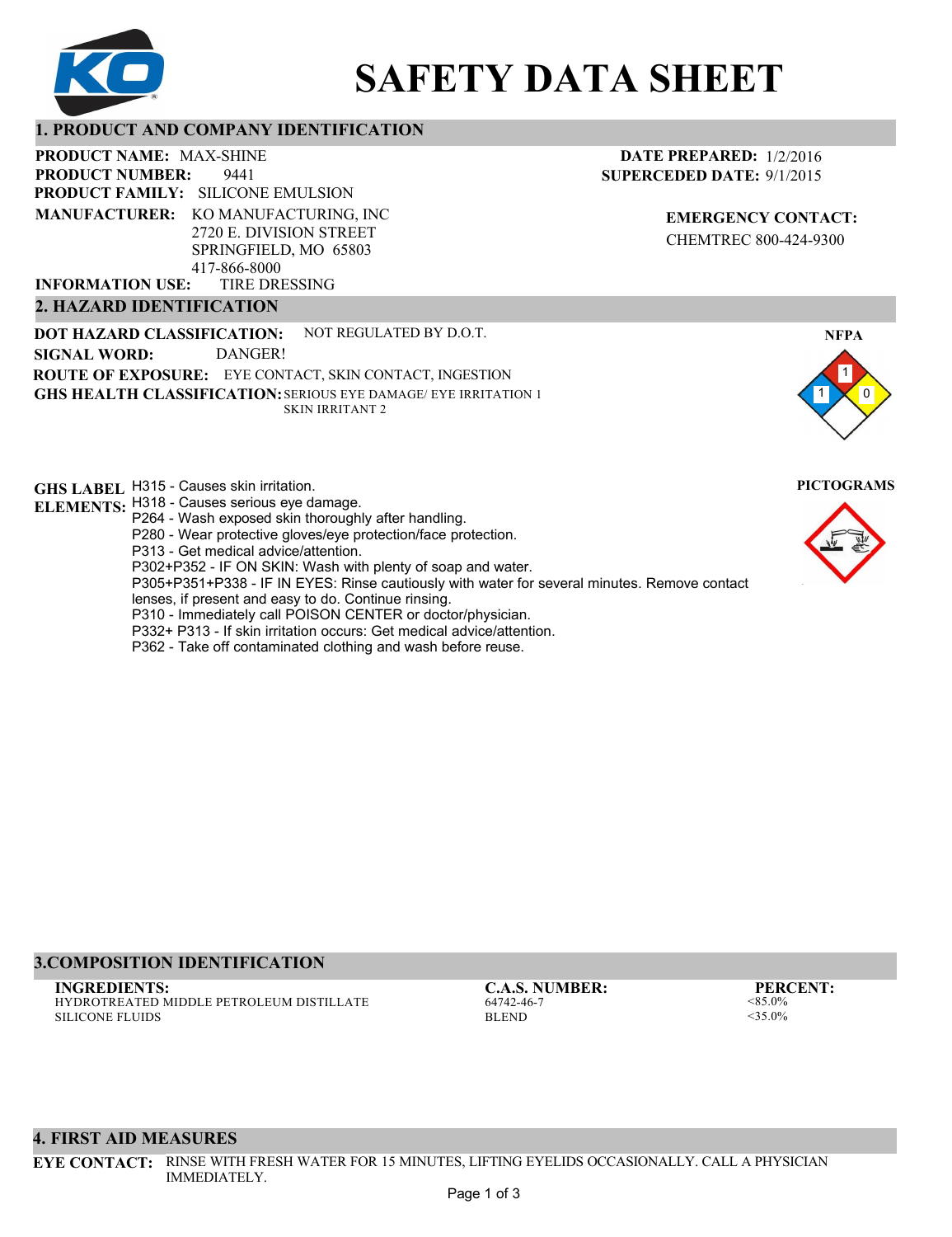# SAFETY DATA SHEET

## 1. PRODUCT AND COMPANY IDENTIFICATION

**PRODUCT NAME:** MAX-SHINE
**PRODUCT NUMBER:** 9441
**PRODUCT FAMILY:** SILICONE EMULSION
**MANUFACTURER:** KO MANUFACTURING, INC
2720 E. DIVISION STREET
SPRINGFIELD, MO 65803
417-866-8000
**INFORMATION USE:** TIRE DRESSING

**DATE PREPARED:** 1/2/2016
**SUPERCEDED DATE:** 9/1/2015

**EMERGENCY CONTACT:**
CHEMTREC 800-424-9300

## 2. HAZARD IDENTIFICATION

**DOT HAZARD CLASSIFICATION:** NOT REGULATED BY D.O.T.
**SIGNAL WORD:** DANGER!
**ROUTE OF EXPOSURE:** EYE CONTACT, SKIN CONTACT, INGESTION
**GHS HEALTH CLASSIFICATION:** SERIOUS EYE DAMAGE/ EYE IRRITATION 1
SKIN IRRITANT 2

**NFPA**

Health: 1
Flammability: 1
Reactivity: 0

**GHS LABEL ELEMENTS:**
H315 - Causes skin irritation.
H318 - Causes serious eye damage.
P264 - Wash exposed skin thoroughly after handling.
P280 - Wear protective gloves/eye protection/face protection.
P313 - Get medical advice/attention.
P302+P352 - IF ON SKIN: Wash with plenty of soap and water.
P305+P351+P338 - IF IN EYES: Rinse cautiously with water for several minutes. Remove contact lenses, if present and easy to do. Continue rinsing.
P310 - Immediately call POISON CENTER or doctor/physician.
P332+ P313 - If skin irritation occurs: Get medical advice/attention.
P362 - Take off contaminated clothing and wash before reuse.

**PICTOGRAMS**

## 3.COMPOSITION IDENTIFICATION

| INGREDIENTS: | C.A.S. NUMBER: | PERCENT: |
|---|---|---|
| HYDROTREATED MIDDLE PETROLEUM DISTILLATE | 64742-46-7 | <85.0% |
| SILICONE FLUIDS | BLEND | <35.0% |

## 4. FIRST AID MEASURES

**EYE CONTACT:** RINSE WITH FRESH WATER FOR 15 MINUTES, LIFTING EYELIDS OCCASIONALLY. CALL A PHYSICIAN IMMEDIATELY.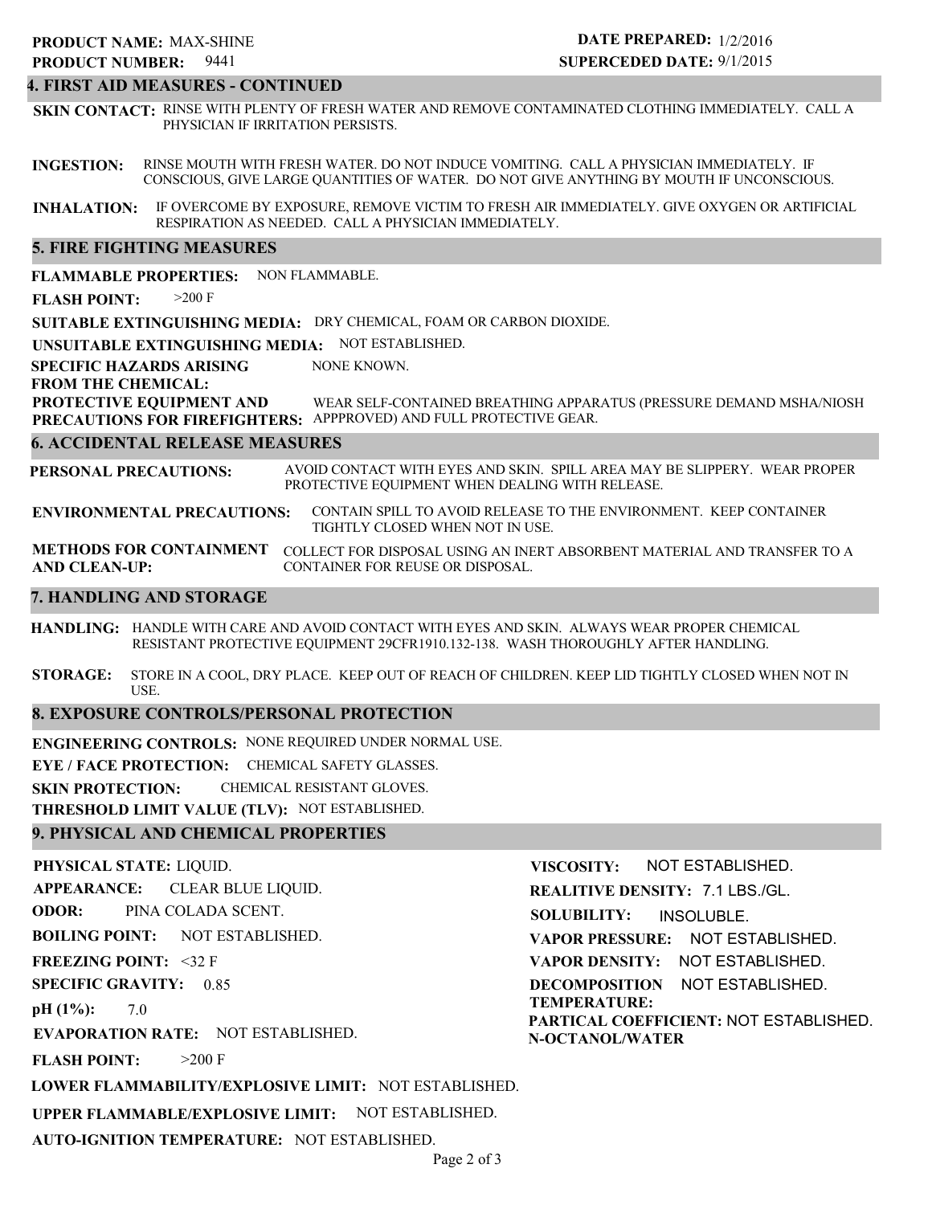**PRODUCT NAME:** MAX-SHINE
**PRODUCT NUMBER:** 9441

**DATE PREPARED:** 1/2/2016
**SUPERCEDED DATE:** 9/1/2015

## 4. FIRST AID MEASURES - CONTINUED

**SKIN CONTACT:** RINSE WITH PLENTY OF FRESH WATER AND REMOVE CONTAMINATED CLOTHING IMMEDIATELY. CALL A PHYSICIAN IF IRRITATION PERSISTS.

**INGESTION:** RINSE MOUTH WITH FRESH WATER. DO NOT INDUCE VOMITING. CALL A PHYSICIAN IMMEDIATELY. IF CONSCIOUS, GIVE LARGE QUANTITIES OF WATER. DO NOT GIVE ANYTHING BY MOUTH IF UNCONSCIOUS.

**INHALATION:** IF OVERCOME BY EXPOSURE, REMOVE VICTIM TO FRESH AIR IMMEDIATELY. GIVE OXYGEN OR ARTIFICIAL RESPIRATION AS NEEDED. CALL A PHYSICIAN IMMEDIATELY.

## 5. FIRE FIGHTING MEASURES

**FLAMMABLE PROPERTIES:** NON FLAMMABLE.

**FLASH POINT:** >200 F

**SUITABLE EXTINGUISHING MEDIA:** DRY CHEMICAL, FOAM OR CARBON DIOXIDE.

**UNSUITABLE EXTINGUISHING MEDIA:** NOT ESTABLISHED.

**SPECIFIC HAZARDS ARISING FROM THE CHEMICAL:** NONE KNOWN.

**PROTECTIVE EQUIPMENT AND PRECAUTIONS FOR FIREFIGHTERS:** WEAR SELF-CONTAINED BREATHING APPARATUS (PRESSURE DEMAND MSHA/NIOSH APPPROVED) AND FULL PROTECTIVE GEAR.

## 6. ACCIDENTAL RELEASE MEASURES

**PERSONAL PRECAUTIONS:** AVOID CONTACT WITH EYES AND SKIN. SPILL AREA MAY BE SLIPPERY. WEAR PROPER PROTECTIVE EQUIPMENT WHEN DEALING WITH RELEASE.

**ENVIRONMENTAL PRECAUTIONS:** CONTAIN SPILL TO AVOID RELEASE TO THE ENVIRONMENT. KEEP CONTAINER TIGHTLY CLOSED WHEN NOT IN USE.

**METHODS FOR CONTAINMENT AND CLEAN-UP:** COLLECT FOR DISPOSAL USING AN INERT ABSORBENT MATERIAL AND TRANSFER TO A CONTAINER FOR REUSE OR DISPOSAL.

## 7. HANDLING AND STORAGE

**HANDLING:** HANDLE WITH CARE AND AVOID CONTACT WITH EYES AND SKIN. ALWAYS WEAR PROPER CHEMICAL RESISTANT PROTECTIVE EQUIPMENT 29CFR1910.132-138. WASH THOROUGHLY AFTER HANDLING.

**STORAGE:** STORE IN A COOL, DRY PLACE. KEEP OUT OF REACH OF CHILDREN. KEEP LID TIGHTLY CLOSED WHEN NOT IN USE.

## 8. EXPOSURE CONTROLS/PERSONAL PROTECTION

**ENGINEERING CONTROLS:** NONE REQUIRED UNDER NORMAL USE.

**EYE / FACE PROTECTION:** CHEMICAL SAFETY GLASSES.

**SKIN PROTECTION:** CHEMICAL RESISTANT GLOVES.

**THRESHOLD LIMIT VALUE (TLV):** NOT ESTABLISHED.

## 9. PHYSICAL AND CHEMICAL PROPERTIES

**PHYSICAL STATE:** LIQUID.

**APPEARANCE:** CLEAR BLUE LIQUID.

**ODOR:** PINA COLADA SCENT.

**BOILING POINT:** NOT ESTABLISHED.

**FREEZING POINT:** <32 F

**SPECIFIC GRAVITY:** 0.85

**pH (1%):** 7.0

**EVAPORATION RATE:** NOT ESTABLISHED.

**FLASH POINT:** >200 F

**LOWER FLAMMABILITY/EXPLOSIVE LIMIT:** NOT ESTABLISHED.

**UPPER FLAMMABLE/EXPLOSIVE LIMIT:** NOT ESTABLISHED.

**AUTO-IGNITION TEMPERATURE:** NOT ESTABLISHED.

**VISCOSITY:** NOT ESTABLISHED.

**REALITIVE DENSITY:** 7.1 LBS./GL.

**SOLUBILITY:** INSOLUBLE.

**VAPOR PRESSURE:** NOT ESTABLISHED.

**VAPOR DENSITY:** NOT ESTABLISHED.

**DECOMPOSITION TEMPERATURE:** NOT ESTABLISHED.

**PARTICAL COEFFICIENT: N-OCTANOL/WATER** NOT ESTABLISHED.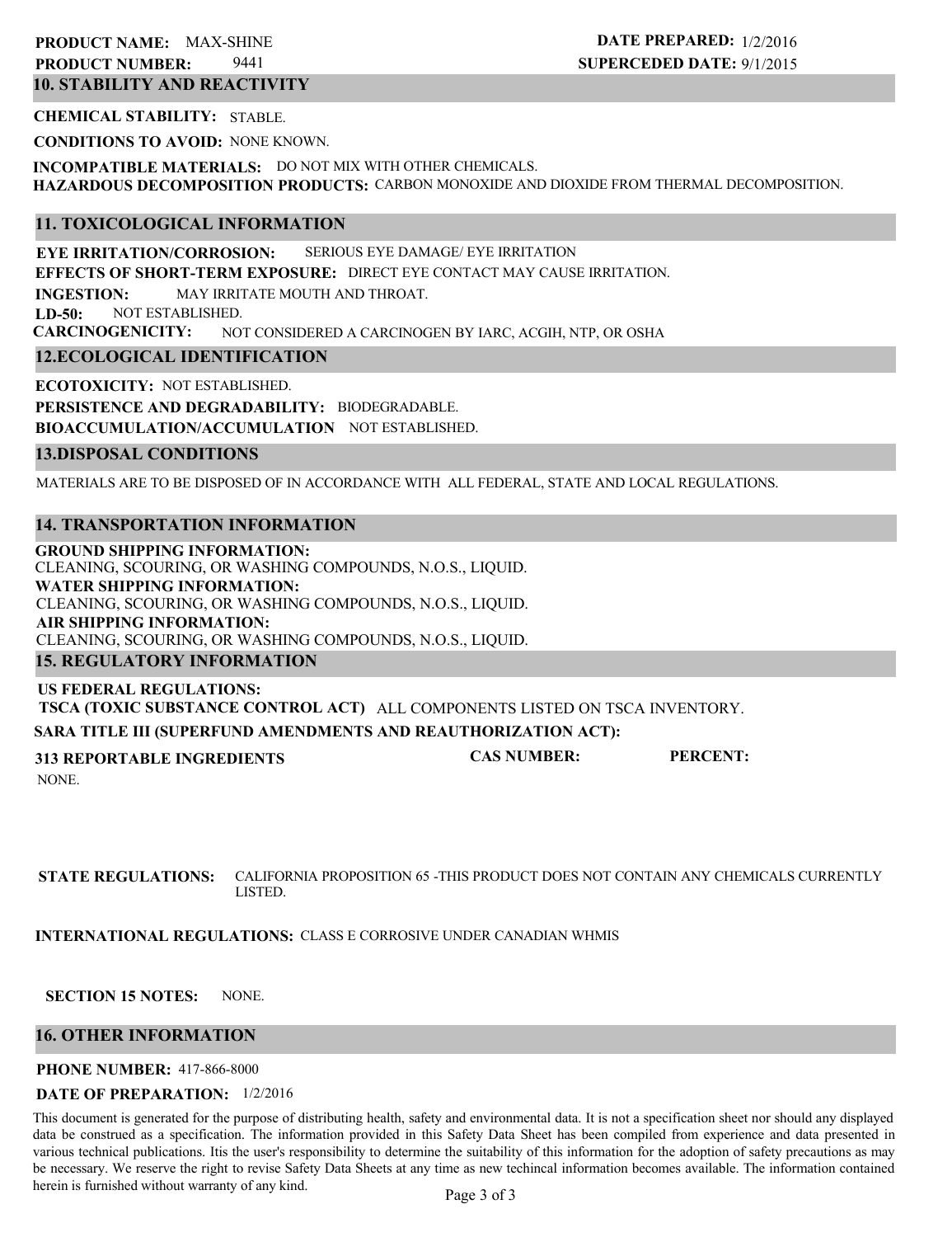**PRODUCT NAME:** MAX-SHINE
**PRODUCT NUMBER:** 9441
**DATE PREPARED:** 1/2/2016
**SUPERCEDED DATE:** 9/1/2015

## 10. STABILITY AND REACTIVITY

**CHEMICAL STABILITY:** STABLE.

**CONDITIONS TO AVOID:** NONE KNOWN.

**INCOMPATIBLE MATERIALS:** DO NOT MIX WITH OTHER CHEMICALS.

**HAZARDOUS DECOMPOSITION PRODUCTS:** CARBON MONOXIDE AND DIOXIDE FROM THERMAL DECOMPOSITION.

## 11. TOXICOLOGICAL INFORMATION

**EYE IRRITATION/CORROSION:** SERIOUS EYE DAMAGE/ EYE IRRITATION

**EFFECTS OF SHORT-TERM EXPOSURE:** DIRECT EYE CONTACT MAY CAUSE IRRITATION.

**INGESTION:** MAY IRRITATE MOUTH AND THROAT.

**LD-50:** NOT ESTABLISHED.

**CARCINOGENICITY:** NOT CONSIDERED A CARCINOGEN BY IARC, ACGIH, NTP, OR OSHA

## 12.ECOLOGICAL IDENTIFICATION

**ECOTOXICITY:** NOT ESTABLISHED.

**PERSISTENCE AND DEGRADABILITY:** BIODEGRADABLE.

**BIOACCUMULATION/ACCUMULATION** NOT ESTABLISHED.

## 13.DISPOSAL CONDITIONS

MATERIALS ARE TO BE DISPOSED OF IN ACCORDANCE WITH ALL FEDERAL, STATE AND LOCAL REGULATIONS.

## 14. TRANSPORTATION INFORMATION

**GROUND SHIPPING INFORMATION:**
CLEANING, SCOURING, OR WASHING COMPOUNDS, N.O.S., LIQUID.

**WATER SHIPPING INFORMATION:**
CLEANING, SCOURING, OR WASHING COMPOUNDS, N.O.S., LIQUID.

**AIR SHIPPING INFORMATION:**
CLEANING, SCOURING, OR WASHING COMPOUNDS, N.O.S., LIQUID.

## 15. REGULATORY INFORMATION

**US FEDERAL REGULATIONS:**

**TSCA (TOXIC SUBSTANCE CONTROL ACT)** ALL COMPONENTS LISTED ON TSCA INVENTORY.

**SARA TITLE III (SUPERFUND AMENDMENTS AND REAUTHORIZATION ACT):**

| 313 REPORTABLE INGREDIENTS | CAS NUMBER: | PERCENT: |
|---|---|---|
| NONE. | | |

**STATE REGULATIONS:** CALIFORNIA PROPOSITION 65 -THIS PRODUCT DOES NOT CONTAIN ANY CHEMICALS CURRENTLY LISTED.

**INTERNATIONAL REGULATIONS:** CLASS E CORROSIVE UNDER CANADIAN WHMIS

**SECTION 15 NOTES:** NONE.

## 16. OTHER INFORMATION

**PHONE NUMBER:** 417-866-8000

**DATE OF PREPARATION:** 1/2/2016

This document is generated for the purpose of distributing health, safety and environmental data. It is not a specification sheet nor should any displayed data be construed as a specification. The information provided in this Safety Data Sheet has been compiled from experience and data presented in various technical publications. Itis the user's responsibility to determine the suitability of this information for the adoption of safety precautions as may be necessary. We reserve the right to revise Safety Data Sheets at any time as new techincal information becomes available. The information contained herein is furnished without warranty of any kind.